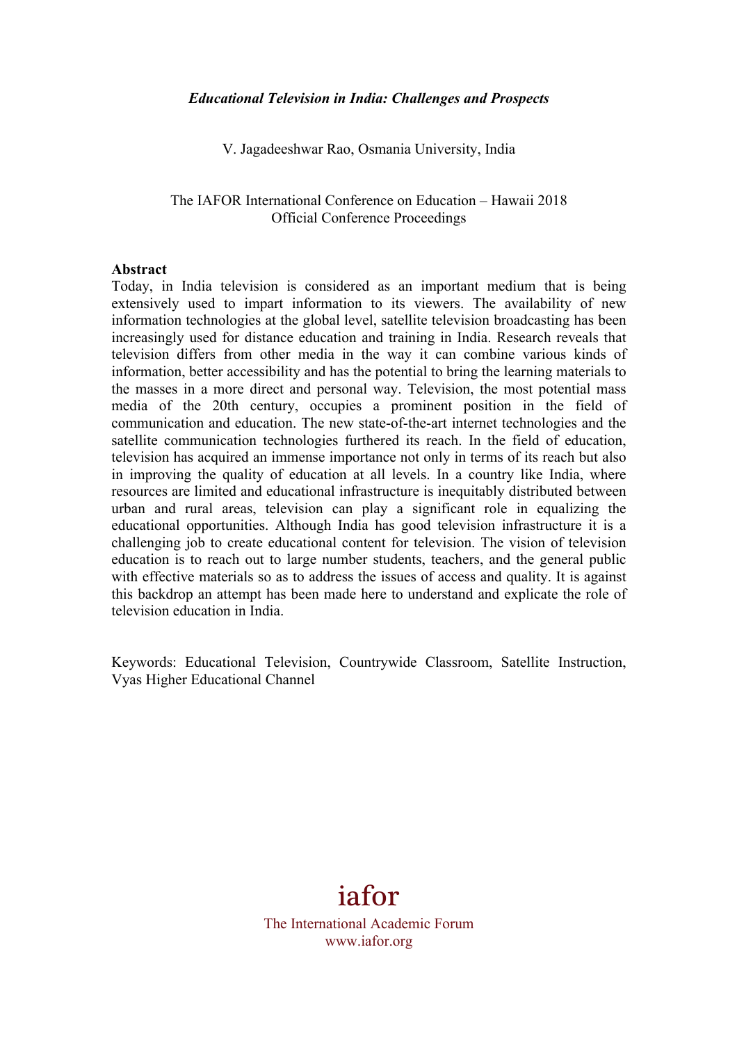***Educational Television in India: Challenges and Prospects***

V. Jagadeeshwar Rao, Osmania University, India

The IAFOR International Conference on Education – Hawaii 2018
Official Conference Proceedings

**Abstract**

Today, in India television is considered as an important medium that is being extensively used to impart information to its viewers. The availability of new information technologies at the global level, satellite television broadcasting has been increasingly used for distance education and training in India. Research reveals that television differs from other media in the way it can combine various kinds of information, better accessibility and has the potential to bring the learning materials to the masses in a more direct and personal way. Television, the most potential mass media of the 20th century, occupies a prominent position in the field of communication and education. The new state-of-the-art internet technologies and the satellite communication technologies furthered its reach. In the field of education, television has acquired an immense importance not only in terms of its reach but also in improving the quality of education at all levels. In a country like India, where resources are limited and educational infrastructure is inequitably distributed between urban and rural areas, television can play a significant role in equalizing the educational opportunities. Although India has good television infrastructure it is a challenging job to create educational content for television. The vision of television education is to reach out to large number students, teachers, and the general public with effective materials so as to address the issues of access and quality. It is against this backdrop an attempt has been made here to understand and explicate the role of television education in India.

Keywords: Educational Television, Countrywide Classroom, Satellite Instruction, Vyas Higher Educational Channel

iafor

The International Academic Forum
www.iafor.org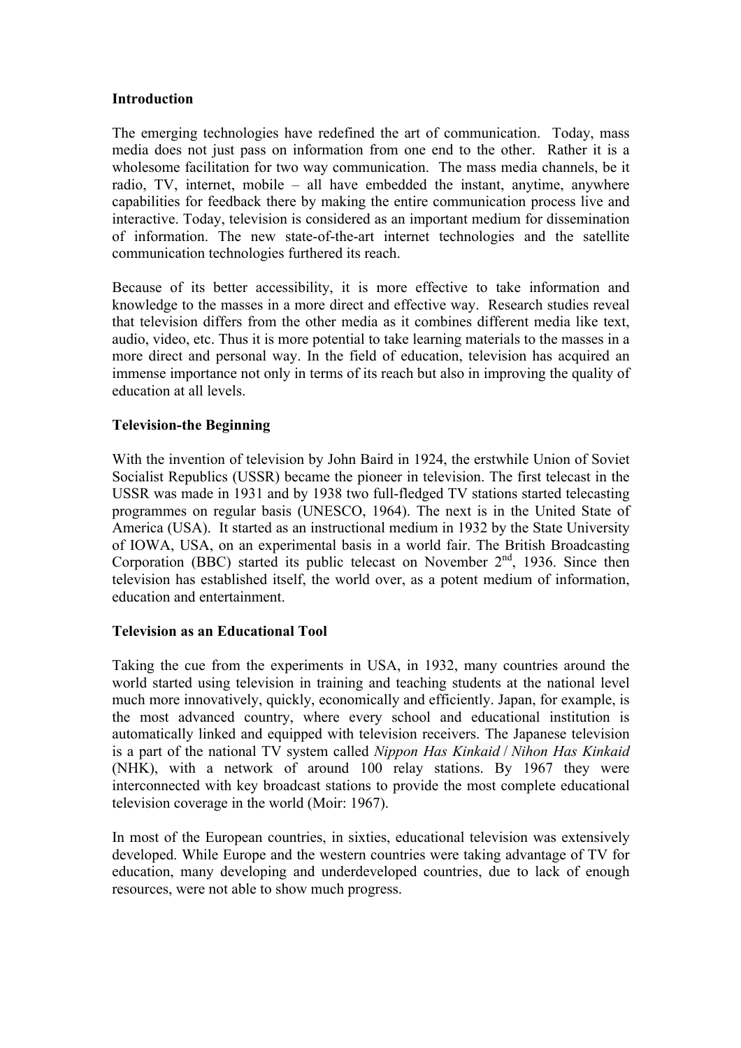**Introduction**

The emerging technologies have redefined the art of communication. Today, mass media does not just pass on information from one end to the other. Rather it is a wholesome facilitation for two way communication. The mass media channels, be it radio, TV, internet, mobile – all have embedded the instant, anytime, anywhere capabilities for feedback there by making the entire communication process live and interactive. Today, television is considered as an important medium for dissemination of information. The new state-of-the-art internet technologies and the satellite communication technologies furthered its reach.

Because of its better accessibility, it is more effective to take information and knowledge to the masses in a more direct and effective way. Research studies reveal that television differs from the other media as it combines different media like text, audio, video, etc. Thus it is more potential to take learning materials to the masses in a more direct and personal way. In the field of education, television has acquired an immense importance not only in terms of its reach but also in improving the quality of education at all levels.

**Television-the Beginning**

With the invention of television by John Baird in 1924, the erstwhile Union of Soviet Socialist Republics (USSR) became the pioneer in television. The first telecast in the USSR was made in 1931 and by 1938 two full-fledged TV stations started telecasting programmes on regular basis (UNESCO, 1964). The next is in the United State of America (USA). It started as an instructional medium in 1932 by the State University of IOWA, USA, on an experimental basis in a world fair. The British Broadcasting Corporation (BBC) started its public telecast on November 2nd, 1936. Since then television has established itself, the world over, as a potent medium of information, education and entertainment.

**Television as an Educational Tool**

Taking the cue from the experiments in USA, in 1932, many countries around the world started using television in training and teaching students at the national level much more innovatively, quickly, economically and efficiently. Japan, for example, is the most advanced country, where every school and educational institution is automatically linked and equipped with television receivers. The Japanese television is a part of the national TV system called *Nippon Has Kinkaid* / *Nihon Has Kinkaid* (NHK), with a network of around 100 relay stations. By 1967 they were interconnected with key broadcast stations to provide the most complete educational television coverage in the world (Moir: 1967).

In most of the European countries, in sixties, educational television was extensively developed. While Europe and the western countries were taking advantage of TV for education, many developing and underdeveloped countries, due to lack of enough resources, were not able to show much progress.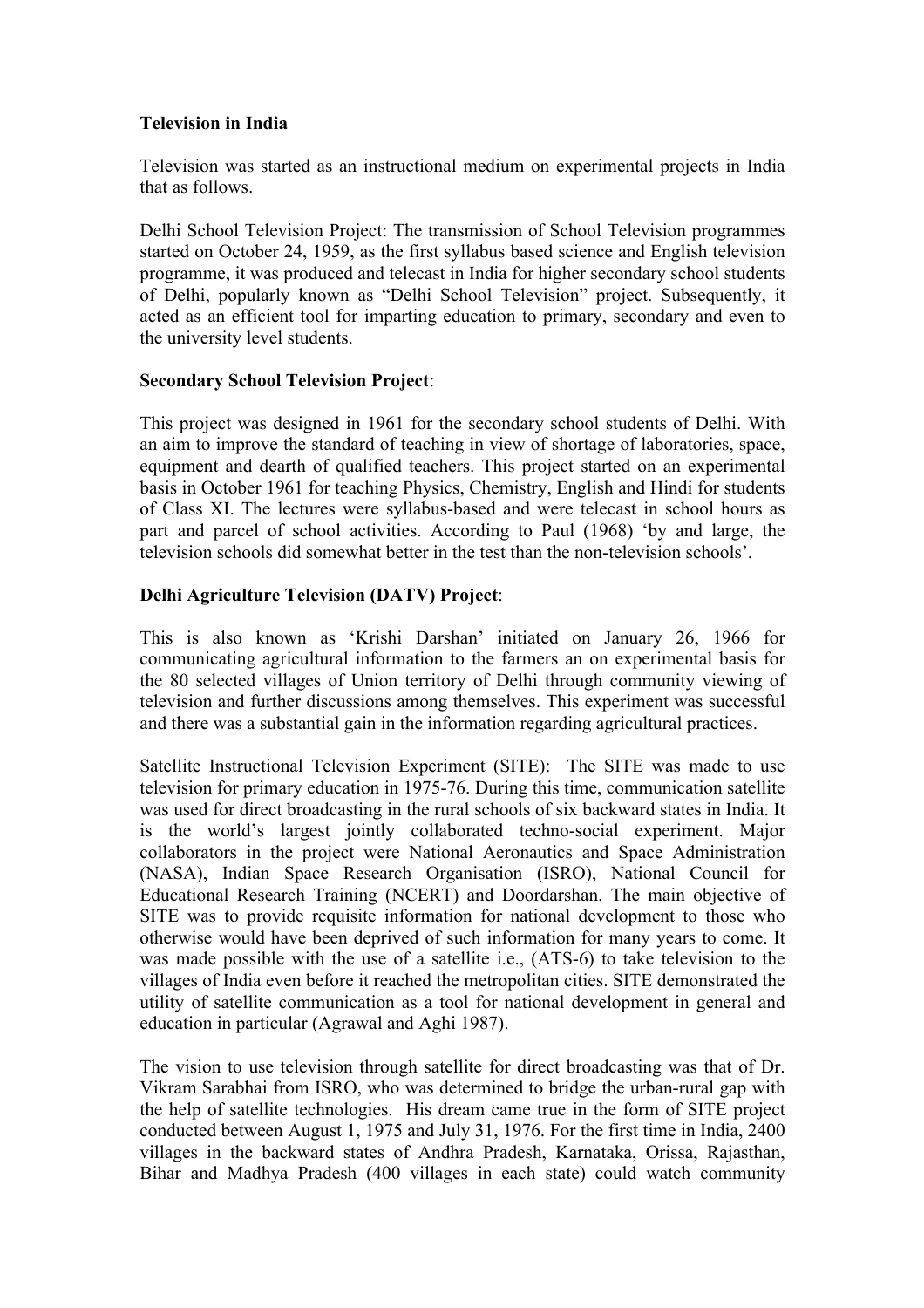**Television in India**

Television was started as an instructional medium on experimental projects in India that as follows.

Delhi School Television Project: The transmission of School Television programmes started on October 24, 1959, as the first syllabus based science and English television programme, it was produced and telecast in India for higher secondary school students of Delhi, popularly known as "Delhi School Television" project. Subsequently, it acted as an efficient tool for imparting education to primary, secondary and even to the university level students.

**Secondary School Television Project**:

This project was designed in 1961 for the secondary school students of Delhi. With an aim to improve the standard of teaching in view of shortage of laboratories, space, equipment and dearth of qualified teachers. This project started on an experimental basis in October 1961 for teaching Physics, Chemistry, English and Hindi for students of Class XI. The lectures were syllabus-based and were telecast in school hours as part and parcel of school activities. According to Paul (1968) 'by and large, the television schools did somewhat better in the test than the non-television schools'.

**Delhi Agriculture Television (DATV) Project**:

This is also known as 'Krishi Darshan' initiated on January 26, 1966 for communicating agricultural information to the farmers an on experimental basis for the 80 selected villages of Union territory of Delhi through community viewing of television and further discussions among themselves. This experiment was successful and there was a substantial gain in the information regarding agricultural practices.

Satellite Instructional Television Experiment (SITE): The SITE was made to use television for primary education in 1975-76. During this time, communication satellite was used for direct broadcasting in the rural schools of six backward states in India. It is the world's largest jointly collaborated techno-social experiment. Major collaborators in the project were National Aeronautics and Space Administration (NASA), Indian Space Research Organisation (ISRO), National Council for Educational Research Training (NCERT) and Doordarshan. The main objective of SITE was to provide requisite information for national development to those who otherwise would have been deprived of such information for many years to come. It was made possible with the use of a satellite i.e., (ATS-6) to take television to the villages of India even before it reached the metropolitan cities. SITE demonstrated the utility of satellite communication as a tool for national development in general and education in particular (Agrawal and Aghi 1987).

The vision to use television through satellite for direct broadcasting was that of Dr. Vikram Sarabhai from ISRO, who was determined to bridge the urban-rural gap with the help of satellite technologies. His dream came true in the form of SITE project conducted between August 1, 1975 and July 31, 1976. For the first time in India, 2400 villages in the backward states of Andhra Pradesh, Karnataka, Orissa, Rajasthan, Bihar and Madhya Pradesh (400 villages in each state) could watch community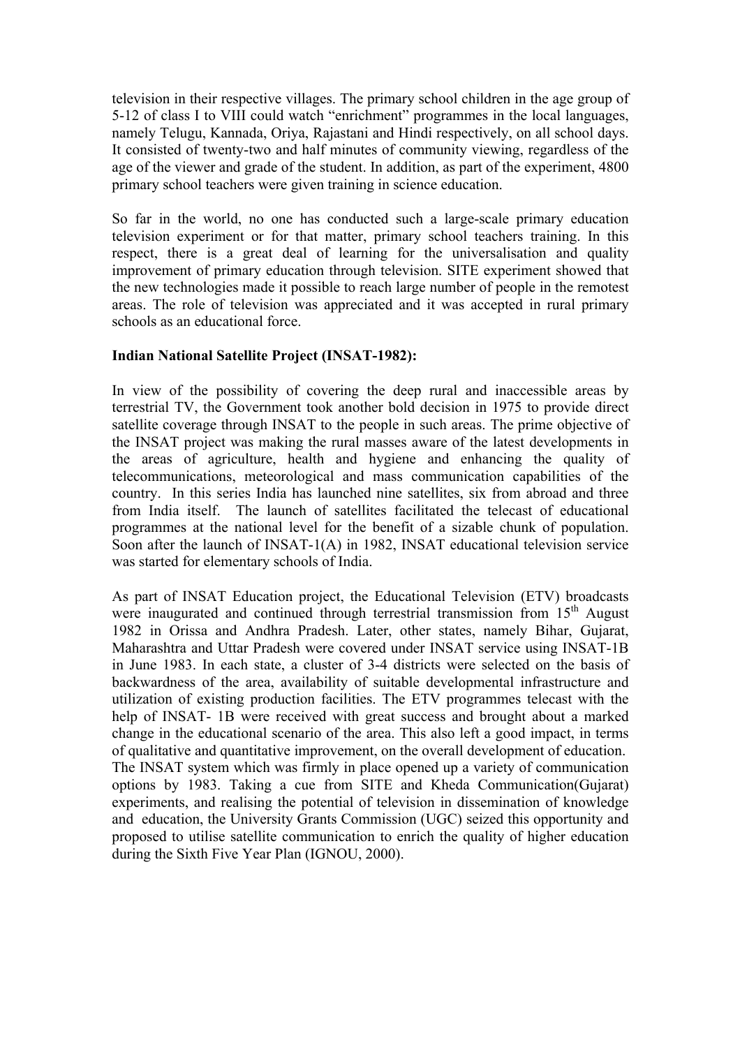television in their respective villages. The primary school children in the age group of 5-12 of class I to VIII could watch "enrichment" programmes in the local languages, namely Telugu, Kannada, Oriya, Rajastani and Hindi respectively, on all school days. It consisted of twenty-two and half minutes of community viewing, regardless of the age of the viewer and grade of the student. In addition, as part of the experiment, 4800 primary school teachers were given training in science education.

So far in the world, no one has conducted such a large-scale primary education television experiment or for that matter, primary school teachers training. In this respect, there is a great deal of learning for the universalisation and quality improvement of primary education through television. SITE experiment showed that the new technologies made it possible to reach large number of people in the remotest areas. The role of television was appreciated and it was accepted in rural primary schools as an educational force.

**Indian National Satellite Project (INSAT-1982):**

In view of the possibility of covering the deep rural and inaccessible areas by terrestrial TV, the Government took another bold decision in 1975 to provide direct satellite coverage through INSAT to the people in such areas. The prime objective of the INSAT project was making the rural masses aware of the latest developments in the areas of agriculture, health and hygiene and enhancing the quality of telecommunications, meteorological and mass communication capabilities of the country. In this series India has launched nine satellites, six from abroad and three from India itself. The launch of satellites facilitated the telecast of educational programmes at the national level for the benefit of a sizable chunk of population. Soon after the launch of INSAT-1(A) in 1982, INSAT educational television service was started for elementary schools of India.

As part of INSAT Education project, the Educational Television (ETV) broadcasts were inaugurated and continued through terrestrial transmission from 15th August 1982 in Orissa and Andhra Pradesh. Later, other states, namely Bihar, Gujarat, Maharashtra and Uttar Pradesh were covered under INSAT service using INSAT-1B in June 1983. In each state, a cluster of 3-4 districts were selected on the basis of backwardness of the area, availability of suitable developmental infrastructure and utilization of existing production facilities. The ETV programmes telecast with the help of INSAT- 1B were received with great success and brought about a marked change in the educational scenario of the area. This also left a good impact, in terms of qualitative and quantitative improvement, on the overall development of education. The INSAT system which was firmly in place opened up a variety of communication options by 1983. Taking a cue from SITE and Kheda Communication(Gujarat) experiments, and realising the potential of television in dissemination of knowledge and education, the University Grants Commission (UGC) seized this opportunity and proposed to utilise satellite communication to enrich the quality of higher education during the Sixth Five Year Plan (IGNOU, 2000).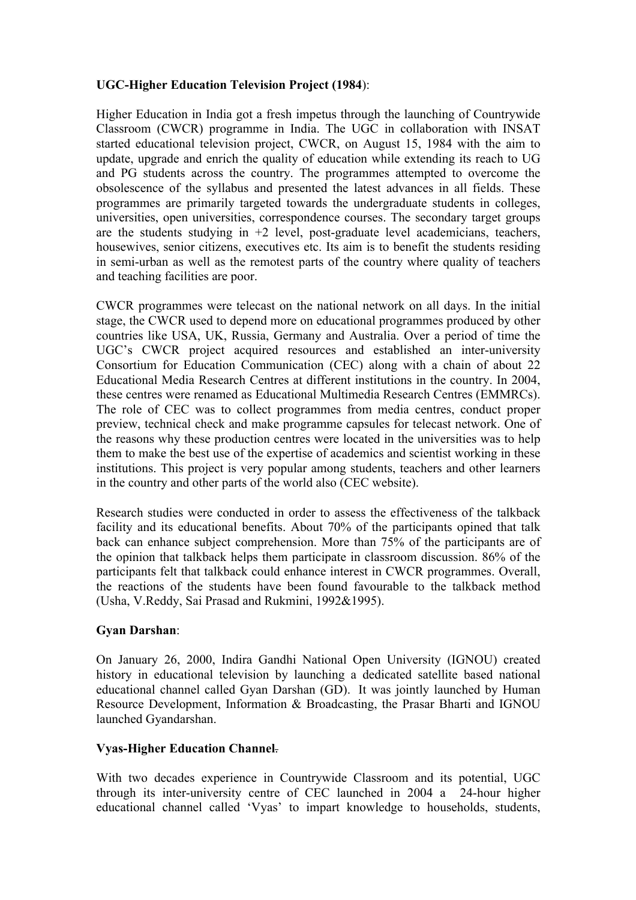**UGC-Higher Education Television Project (1984)**:

Higher Education in India got a fresh impetus through the launching of Countrywide Classroom (CWCR) programme in India. The UGC in collaboration with INSAT started educational television project, CWCR, on August 15, 1984 with the aim to update, upgrade and enrich the quality of education while extending its reach to UG and PG students across the country. The programmes attempted to overcome the obsolescence of the syllabus and presented the latest advances in all fields. These programmes are primarily targeted towards the undergraduate students in colleges, universities, open universities, correspondence courses. The secondary target groups are the students studying in +2 level, post-graduate level academicians, teachers, housewives, senior citizens, executives etc. Its aim is to benefit the students residing in semi-urban as well as the remotest parts of the country where quality of teachers and teaching facilities are poor.

CWCR programmes were telecast on the national network on all days. In the initial stage, the CWCR used to depend more on educational programmes produced by other countries like USA, UK, Russia, Germany and Australia. Over a period of time the UGC's CWCR project acquired resources and established an inter-university Consortium for Education Communication (CEC) along with a chain of about 22 Educational Media Research Centres at different institutions in the country. In 2004, these centres were renamed as Educational Multimedia Research Centres (EMMRCs). The role of CEC was to collect programmes from media centres, conduct proper preview, technical check and make programme capsules for telecast network. One of the reasons why these production centres were located in the universities was to help them to make the best use of the expertise of academics and scientist working in these institutions. This project is very popular among students, teachers and other learners in the country and other parts of the world also (CEC website).

Research studies were conducted in order to assess the effectiveness of the talkback facility and its educational benefits. About 70% of the participants opined that talk back can enhance subject comprehension. More than 75% of the participants are of the opinion that talkback helps them participate in classroom discussion. 86% of the participants felt that talkback could enhance interest in CWCR programmes. Overall, the reactions of the students have been found favourable to the talkback method (Usha, V.Reddy, Sai Prasad and Rukmini, 1992&1995).

**Gyan Darshan**:

On January 26, 2000, Indira Gandhi National Open University (IGNOU) created history in educational television by launching a dedicated satellite based national educational channel called Gyan Darshan (GD). It was jointly launched by Human Resource Development, Information & Broadcasting, the Prasar Bharti and IGNOU launched Gyandarshan.

**Vyas-Higher Education Channel.**

With two decades experience in Countrywide Classroom and its potential, UGC through its inter-university centre of CEC launched in 2004 a 24-hour higher educational channel called 'Vyas' to impart knowledge to households, students,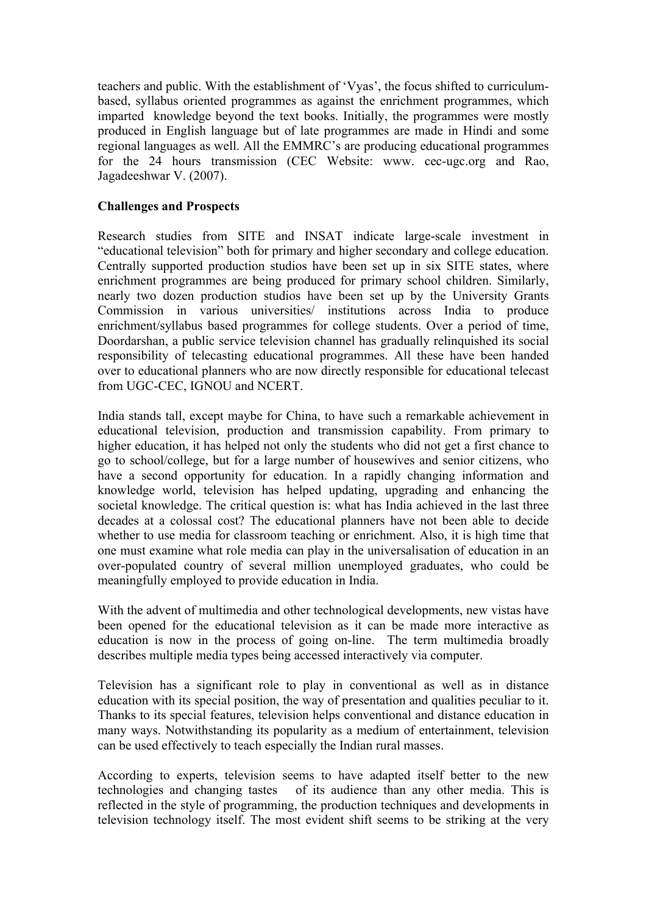teachers and public. With the establishment of 'Vyas', the focus shifted to curriculum-based, syllabus oriented programmes as against the enrichment programmes, which imparted knowledge beyond the text books. Initially, the programmes were mostly produced in English language but of late programmes are made in Hindi and some regional languages as well. All the EMMRC's are producing educational programmes for the 24 hours transmission (CEC Website: www. cec-ugc.org and Rao, Jagadeeshwar V. (2007).

**Challenges and Prospects**

Research studies from SITE and INSAT indicate large-scale investment in "educational television" both for primary and higher secondary and college education. Centrally supported production studios have been set up in six SITE states, where enrichment programmes are being produced for primary school children. Similarly, nearly two dozen production studios have been set up by the University Grants Commission in various universities/ institutions across India to produce enrichment/syllabus based programmes for college students. Over a period of time, Doordarshan, a public service television channel has gradually relinquished its social responsibility of telecasting educational programmes. All these have been handed over to educational planners who are now directly responsible for educational telecast from UGC-CEC, IGNOU and NCERT.

India stands tall, except maybe for China, to have such a remarkable achievement in educational television, production and transmission capability. From primary to higher education, it has helped not only the students who did not get a first chance to go to school/college, but for a large number of housewives and senior citizens, who have a second opportunity for education. In a rapidly changing information and knowledge world, television has helped updating, upgrading and enhancing the societal knowledge. The critical question is: what has India achieved in the last three decades at a colossal cost? The educational planners have not been able to decide whether to use media for classroom teaching or enrichment. Also, it is high time that one must examine what role media can play in the universalisation of education in an over-populated country of several million unemployed graduates, who could be meaningfully employed to provide education in India.

With the advent of multimedia and other technological developments, new vistas have been opened for the educational television as it can be made more interactive as education is now in the process of going on-line. The term multimedia broadly describes multiple media types being accessed interactively via computer.

Television has a significant role to play in conventional as well as in distance education with its special position, the way of presentation and qualities peculiar to it. Thanks to its special features, television helps conventional and distance education in many ways. Notwithstanding its popularity as a medium of entertainment, television can be used effectively to teach especially the Indian rural masses.

According to experts, television seems to have adapted itself better to the new technologies and changing tastes of its audience than any other media. This is reflected in the style of programming, the production techniques and developments in television technology itself. The most evident shift seems to be striking at the very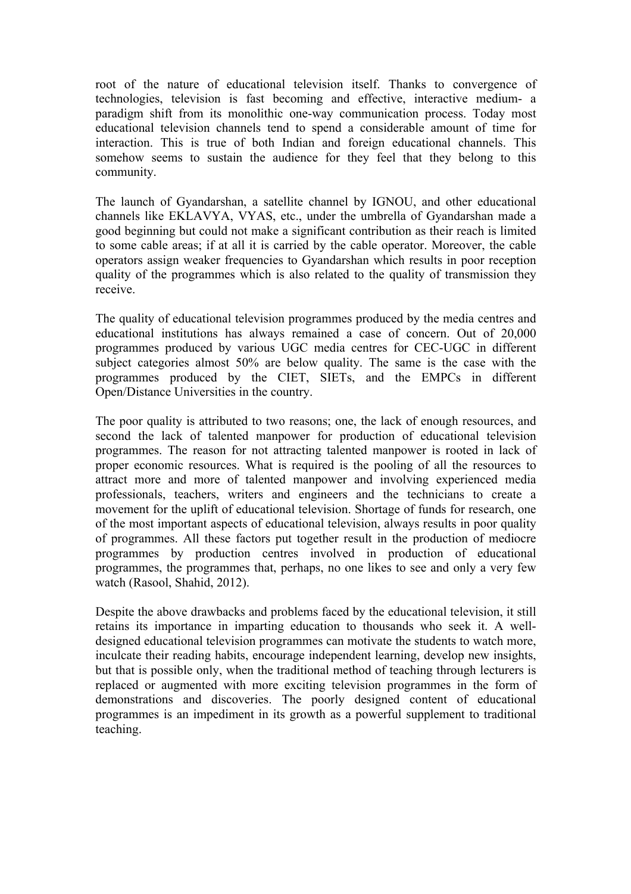root of the nature of educational television itself. Thanks to convergence of technologies, television is fast becoming and effective, interactive medium- a paradigm shift from its monolithic one-way communication process. Today most educational television channels tend to spend a considerable amount of time for interaction. This is true of both Indian and foreign educational channels. This somehow seems to sustain the audience for they feel that they belong to this community.

The launch of Gyandarshan, a satellite channel by IGNOU, and other educational channels like EKLAVYA, VYAS, etc., under the umbrella of Gyandarshan made a good beginning but could not make a significant contribution as their reach is limited to some cable areas; if at all it is carried by the cable operator. Moreover, the cable operators assign weaker frequencies to Gyandarshan which results in poor reception quality of the programmes which is also related to the quality of transmission they receive.

The quality of educational television programmes produced by the media centres and educational institutions has always remained a case of concern. Out of 20,000 programmes produced by various UGC media centres for CEC-UGC in different subject categories almost 50% are below quality. The same is the case with the programmes produced by the CIET, SIETs, and the EMPCs in different Open/Distance Universities in the country.

The poor quality is attributed to two reasons; one, the lack of enough resources, and second the lack of talented manpower for production of educational television programmes. The reason for not attracting talented manpower is rooted in lack of proper economic resources. What is required is the pooling of all the resources to attract more and more of talented manpower and involving experienced media professionals, teachers, writers and engineers and the technicians to create a movement for the uplift of educational television. Shortage of funds for research, one of the most important aspects of educational television, always results in poor quality of programmes. All these factors put together result in the production of mediocre programmes by production centres involved in production of educational programmes, the programmes that, perhaps, no one likes to see and only a very few watch (Rasool, Shahid, 2012).

Despite the above drawbacks and problems faced by the educational television, it still retains its importance in imparting education to thousands who seek it. A well-designed educational television programmes can motivate the students to watch more, inculcate their reading habits, encourage independent learning, develop new insights, but that is possible only, when the traditional method of teaching through lecturers is replaced or augmented with more exciting television programmes in the form of demonstrations and discoveries. The poorly designed content of educational programmes is an impediment in its growth as a powerful supplement to traditional teaching.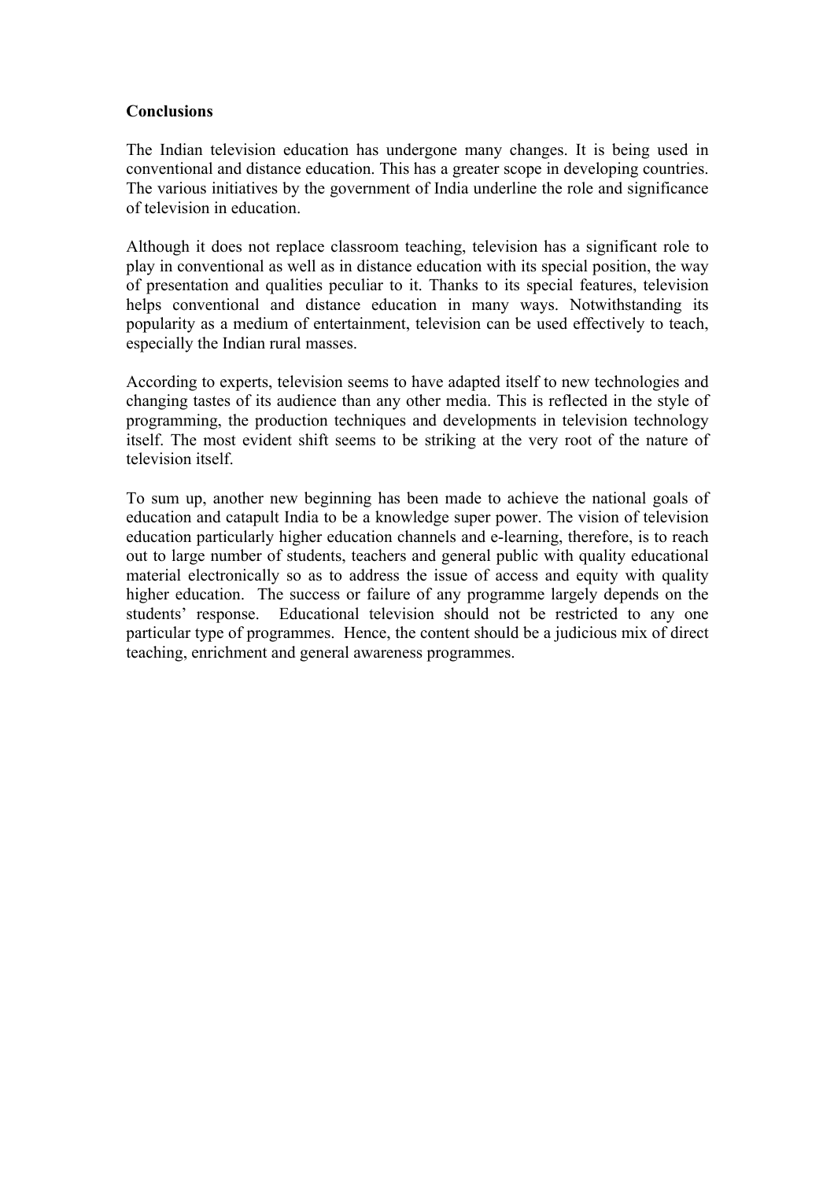**Conclusions**

The Indian television education has undergone many changes. It is being used in conventional and distance education. This has a greater scope in developing countries. The various initiatives by the government of India underline the role and significance of television in education.

Although it does not replace classroom teaching, television has a significant role to play in conventional as well as in distance education with its special position, the way of presentation and qualities peculiar to it. Thanks to its special features, television helps conventional and distance education in many ways. Notwithstanding its popularity as a medium of entertainment, television can be used effectively to teach, especially the Indian rural masses.

According to experts, television seems to have adapted itself to new technologies and changing tastes of its audience than any other media. This is reflected in the style of programming, the production techniques and developments in television technology itself. The most evident shift seems to be striking at the very root of the nature of television itself.

To sum up, another new beginning has been made to achieve the national goals of education and catapult India to be a knowledge super power. The vision of television education particularly higher education channels and e-learning, therefore, is to reach out to large number of students, teachers and general public with quality educational material electronically so as to address the issue of access and equity with quality higher education. The success or failure of any programme largely depends on the students' response. Educational television should not be restricted to any one particular type of programmes. Hence, the content should be a judicious mix of direct teaching, enrichment and general awareness programmes.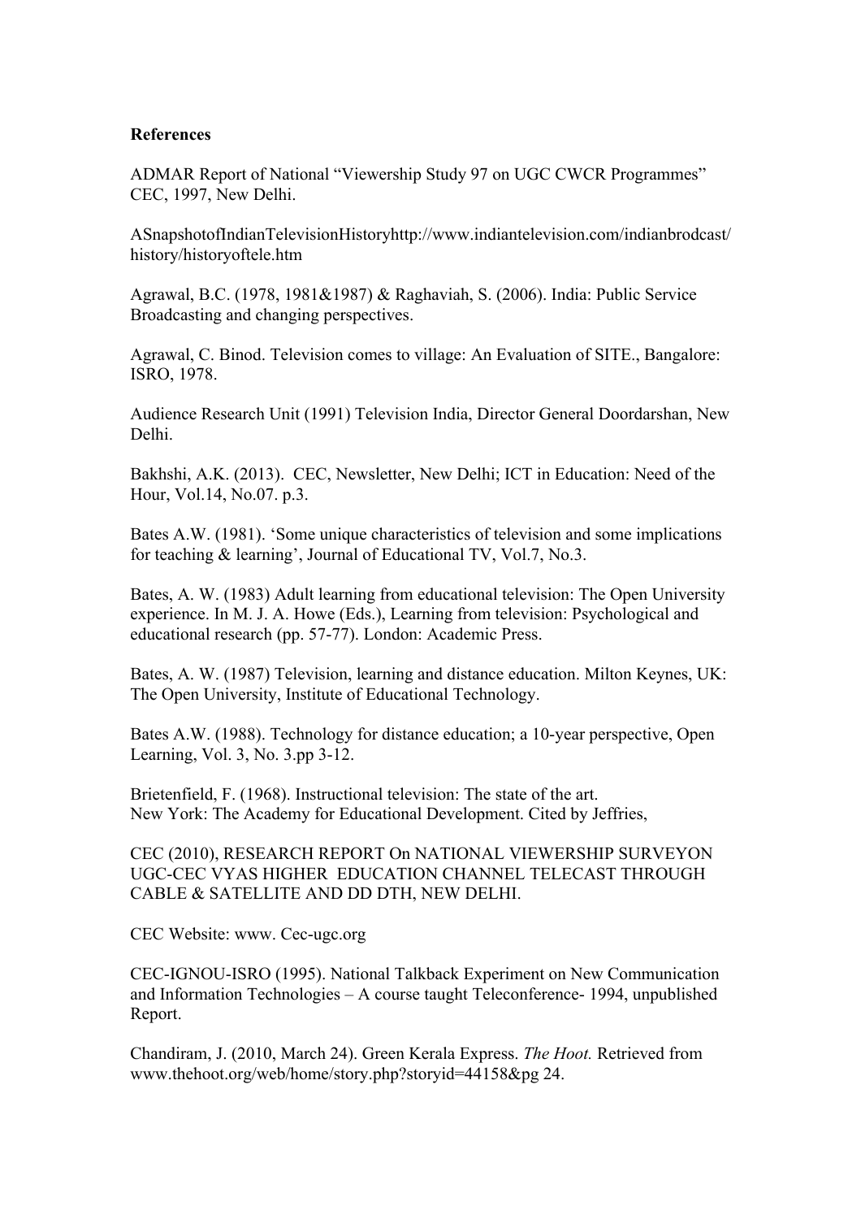**References**

ADMAR Report of National "Viewership Study 97 on UGC CWCR Programmes" CEC, 1997, New Delhi.

ASnapshotofIndianTelevisionHistoryhttp://www.indiantelevision.com/indianbrodcast/history/historyoftele.htm

Agrawal, B.C. (1978, 1981&1987) & Raghaviah, S. (2006). India: Public Service Broadcasting and changing perspectives.

Agrawal, C. Binod. Television comes to village: An Evaluation of SITE., Bangalore: ISRO, 1978.

Audience Research Unit (1991) Television India, Director General Doordarshan, New Delhi.

Bakhshi, A.K. (2013). CEC, Newsletter, New Delhi; ICT in Education: Need of the Hour, Vol.14, No.07. p.3.

Bates A.W. (1981). 'Some unique characteristics of television and some implications for teaching & learning', Journal of Educational TV, Vol.7, No.3.

Bates, A. W. (1983) Adult learning from educational television: The Open University experience. In M. J. A. Howe (Eds.), Learning from television: Psychological and educational research (pp. 57-77). London: Academic Press.

Bates, A. W. (1987) Television, learning and distance education. Milton Keynes, UK: The Open University, Institute of Educational Technology.

Bates A.W. (1988). Technology for distance education; a 10-year perspective, Open Learning, Vol. 3, No. 3.pp 3-12.

Brietenfield, F. (1968). Instructional television: The state of the art.
New York: The Academy for Educational Development. Cited by Jeffries,

CEC (2010), RESEARCH REPORT On NATIONAL VIEWERSHIP SURVEYON UGC-CEC VYAS HIGHER EDUCATION CHANNEL TELECAST THROUGH CABLE & SATELLITE AND DD DTH, NEW DELHI.

CEC Website: www. Cec-ugc.org

CEC-IGNOU-ISRO (1995). National Talkback Experiment on New Communication and Information Technologies – A course taught Teleconference- 1994, unpublished Report.

Chandiram, J. (2010, March 24). Green Kerala Express. *The Hoot.* Retrieved from www.thehoot.org/web/home/story.php?storyid=44158&pg 24.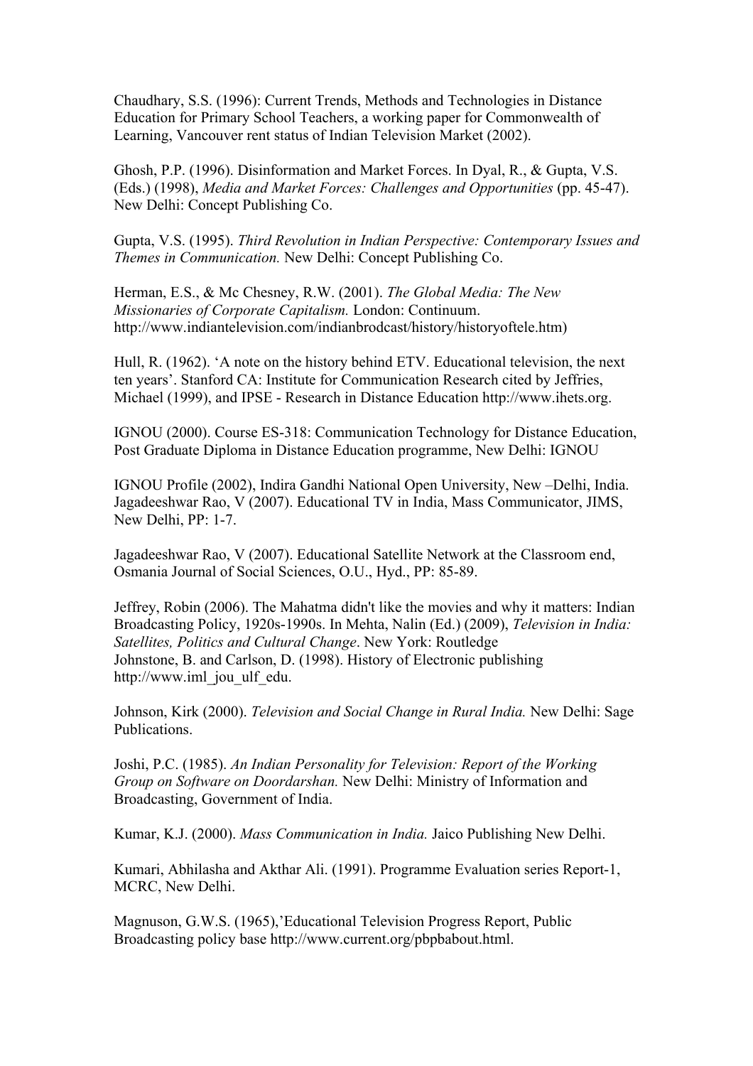Chaudhary, S.S. (1996): Current Trends, Methods and Technologies in Distance Education for Primary School Teachers, a working paper for Commonwealth of Learning, Vancouver rent status of Indian Television Market (2002).

Ghosh, P.P. (1996). Disinformation and Market Forces. In Dyal, R., & Gupta, V.S. (Eds.) (1998), *Media and Market Forces: Challenges and Opportunities* (pp. 45-47). New Delhi: Concept Publishing Co.

Gupta, V.S. (1995). *Third Revolution in Indian Perspective: Contemporary Issues and Themes in Communication.* New Delhi: Concept Publishing Co.

Herman, E.S., & Mc Chesney, R.W. (2001). *The Global Media: The New Missionaries of Corporate Capitalism.* London: Continuum. http://www.indiantelevision.com/indianbrodcast/history/historyoftele.htm)

Hull, R. (1962). 'A note on the history behind ETV. Educational television, the next ten years'. Stanford CA: Institute for Communication Research cited by Jeffries, Michael (1999), and IPSE - Research in Distance Education http://www.ihets.org.

IGNOU (2000). Course ES-318: Communication Technology for Distance Education, Post Graduate Diploma in Distance Education programme, New Delhi: IGNOU

IGNOU Profile (2002), Indira Gandhi National Open University, New –Delhi, India. Jagadeeshwar Rao, V (2007). Educational TV in India, Mass Communicator, JIMS, New Delhi, PP: 1-7.

Jagadeeshwar Rao, V (2007). Educational Satellite Network at the Classroom end, Osmania Journal of Social Sciences, O.U., Hyd., PP: 85-89.

Jeffrey, Robin (2006). The Mahatma didn't like the movies and why it matters: Indian Broadcasting Policy, 1920s-1990s. In Mehta, Nalin (Ed.) (2009), *Television in India: Satellites, Politics and Cultural Change*. New York: Routledge
Johnstone, B. and Carlson, D. (1998). History of Electronic publishing http://www.iml_jou_ulf_edu.

Johnson, Kirk (2000). *Television and Social Change in Rural India.* New Delhi: Sage Publications.

Joshi, P.C. (1985). *An Indian Personality for Television: Report of the Working Group on Software on Doordarshan.* New Delhi: Ministry of Information and Broadcasting, Government of India.

Kumar, K.J. (2000). *Mass Communication in India.* Jaico Publishing New Delhi.

Kumari, Abhilasha and Akthar Ali. (1991). Programme Evaluation series Report-1, MCRC, New Delhi.

Magnuson, G.W.S. (1965),'Educational Television Progress Report, Public Broadcasting policy base http://www.current.org/pbpbabout.html.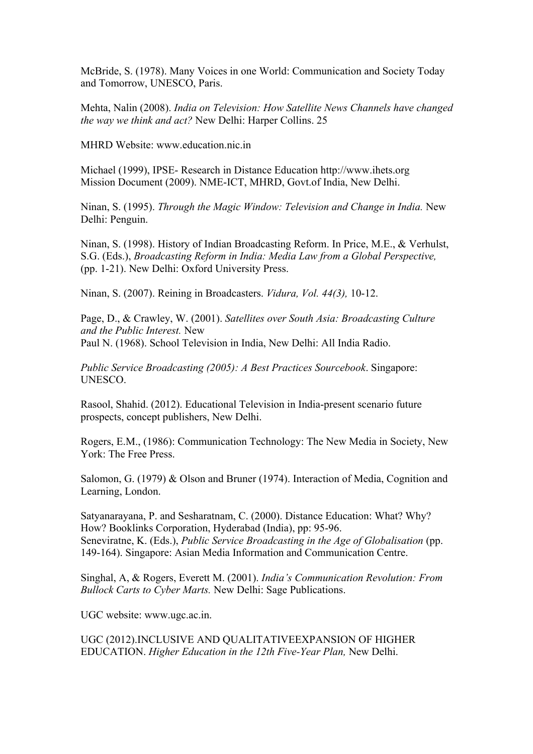McBride, S. (1978). Many Voices in one World: Communication and Society Today and Tomorrow, UNESCO, Paris.

Mehta, Nalin (2008). *India on Television: How Satellite News Channels have changed the way we think and act?* New Delhi: Harper Collins. 25

MHRD Website: www.education.nic.in

Michael (1999), IPSE- Research in Distance Education http://www.ihets.org
Mission Document (2009). NME-ICT, MHRD, Govt.of India, New Delhi.

Ninan, S. (1995). *Through the Magic Window: Television and Change in India.* New Delhi: Penguin.

Ninan, S. (1998). History of Indian Broadcasting Reform. In Price, M.E., & Verhulst, S.G. (Eds.), *Broadcasting Reform in India: Media Law from a Global Perspective,* (pp. 1-21). New Delhi: Oxford University Press.

Ninan, S. (2007). Reining in Broadcasters. *Vidura, Vol. 44(3),* 10-12.

Page, D., & Crawley, W. (2001). *Satellites over South Asia: Broadcasting Culture and the Public Interest.* New
Paul N. (1968). School Television in India, New Delhi: All India Radio.

*Public Service Broadcasting (2005): A Best Practices Sourcebook*. Singapore: UNESCO.

Rasool, Shahid. (2012). Educational Television in India-present scenario future prospects, concept publishers, New Delhi.

Rogers, E.M., (1986): Communication Technology: The New Media in Society, New York: The Free Press.

Salomon, G. (1979) & Olson and Bruner (1974). Interaction of Media, Cognition and Learning, London.

Satyanarayana, P. and Sesharatnam, C. (2000). Distance Education: What? Why? How? Booklinks Corporation, Hyderabad (India), pp: 95-96.
Seneviratne, K. (Eds.), *Public Service Broadcasting in the Age of Globalisation* (pp. 149-164). Singapore: Asian Media Information and Communication Centre.

Singhal, A, & Rogers, Everett M. (2001). *India's Communication Revolution: From Bullock Carts to Cyber Marts.* New Delhi: Sage Publications.

UGC website: www.ugc.ac.in.

UGC (2012).INCLUSIVE AND QUALITATIVEEXPANSION OF HIGHER EDUCATION. *Higher Education in the 12th Five-Year Plan,* New Delhi.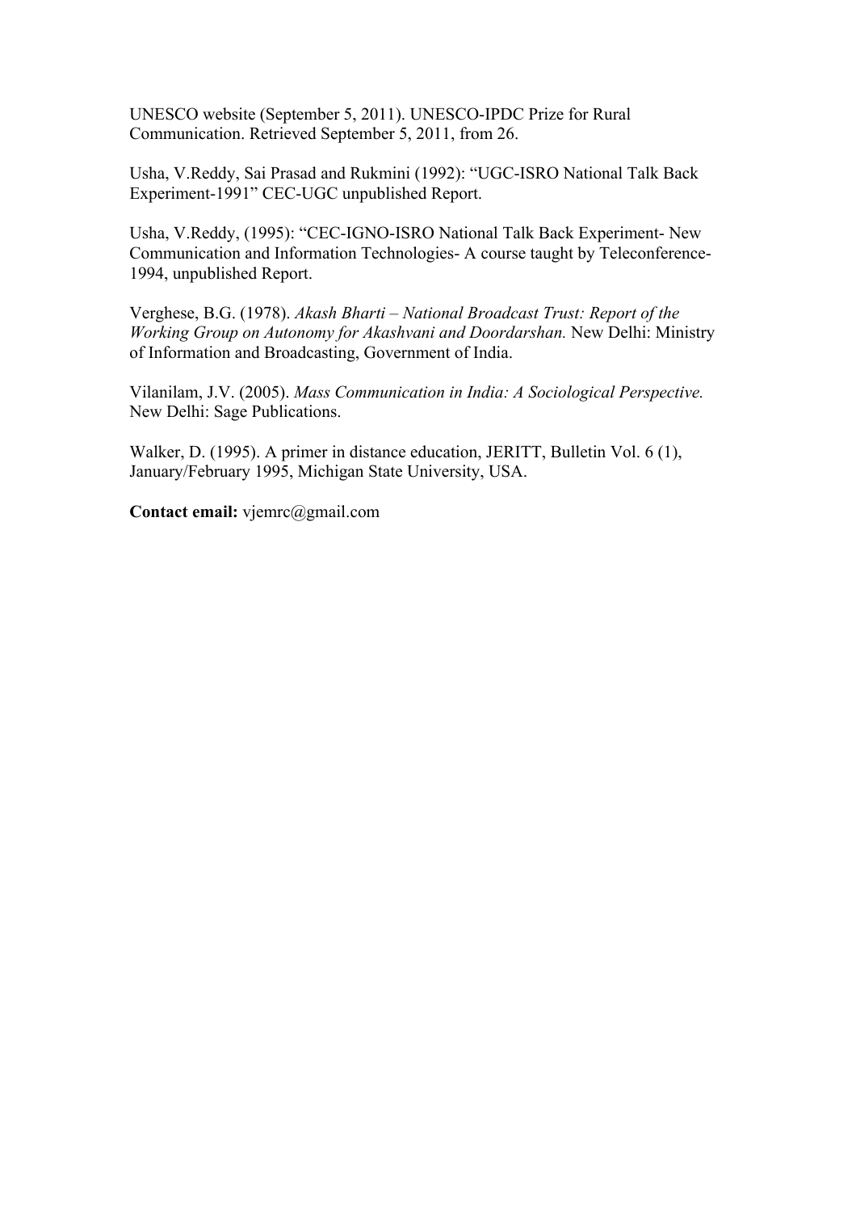UNESCO website (September 5, 2011). UNESCO-IPDC Prize for Rural Communication. Retrieved September 5, 2011, from 26.

Usha, V.Reddy, Sai Prasad and Rukmini (1992): “UGC-ISRO National Talk Back Experiment-1991” CEC-UGC unpublished Report.

Usha, V.Reddy, (1995): “CEC-IGNO-ISRO National Talk Back Experiment- New Communication and Information Technologies- A course taught by Teleconference-1994, unpublished Report.

Verghese, B.G. (1978). *Akash Bharti – National Broadcast Trust: Report of the Working Group on Autonomy for Akashvani and Doordarshan.* New Delhi: Ministry of Information and Broadcasting, Government of India.

Vilanilam, J.V. (2005). *Mass Communication in India: A Sociological Perspective.* New Delhi: Sage Publications.

Walker, D. (1995). A primer in distance education, JERITT, Bulletin Vol. 6 (1), January/February 1995, Michigan State University, USA.

**Contact email:** vjemrc@gmail.com